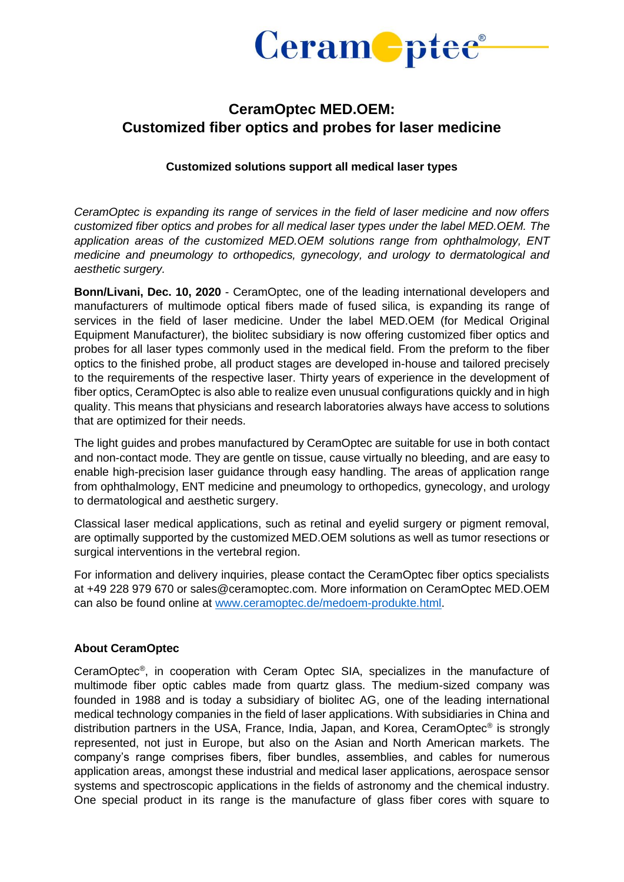# CeramOptec MED.OEM:
# Customized fiber optics and probes for laser medicine

### Customized solutions support all medical laser types

*CeramOptec is expanding its range of services in the field of laser medicine and now offers customized fiber optics and probes for all medical laser types under the label MED.OEM. The application areas of the customized MED.OEM solutions range from ophthalmology, ENT medicine and pneumology to orthopedics, gynecology, and urology to dermatological and aesthetic surgery.*

**Bonn/Livani, Dec. 10, 2020** - CeramOptec, one of the leading international developers and manufacturers of multimode optical fibers made of fused silica, is expanding its range of services in the field of laser medicine. Under the label MED.OEM (for Medical Original Equipment Manufacturer), the biolitec subsidiary is now offering customized fiber optics and probes for all laser types commonly used in the medical field. From the preform to the fiber optics to the finished probe, all product stages are developed in-house and tailored precisely to the requirements of the respective laser. Thirty years of experience in the development of fiber optics, CeramOptec is also able to realize even unusual configurations quickly and in high quality. This means that physicians and research laboratories always have access to solutions that are optimized for their needs.

The light guides and probes manufactured by CeramOptec are suitable for use in both contact and non-contact mode. They are gentle on tissue, cause virtually no bleeding, and are easy to enable high-precision laser guidance through easy handling. The areas of application range from ophthalmology, ENT medicine and pneumology to orthopedics, gynecology, and urology to dermatological and aesthetic surgery.

Classical laser medical applications, such as retinal and eyelid surgery or pigment removal, are optimally supported by the customized MED.OEM solutions as well as tumor resections or surgical interventions in the vertebral region.

For information and delivery inquiries, please contact the CeramOptec fiber optics specialists at +49 228 979 670 or sales@ceramoptec.com. More information on CeramOptec MED.OEM can also be found online at www.ceramoptec.de/medoem-produkte.html.

**About CeramOptec**

CeramOptec®, in cooperation with Ceram Optec SIA, specializes in the manufacture of multimode fiber optic cables made from quartz glass. The medium-sized company was founded in 1988 and is today a subsidiary of biolitec AG, one of the leading international medical technology companies in the field of laser applications. With subsidiaries in China and distribution partners in the USA, France, India, Japan, and Korea, CeramOptec® is strongly represented, not just in Europe, but also on the Asian and North American markets. The company's range comprises fibers, fiber bundles, assemblies, and cables for numerous application areas, amongst these industrial and medical laser applications, aerospace sensor systems and spectroscopic applications in the fields of astronomy and the chemical industry. One special product in its range is the manufacture of glass fiber cores with square to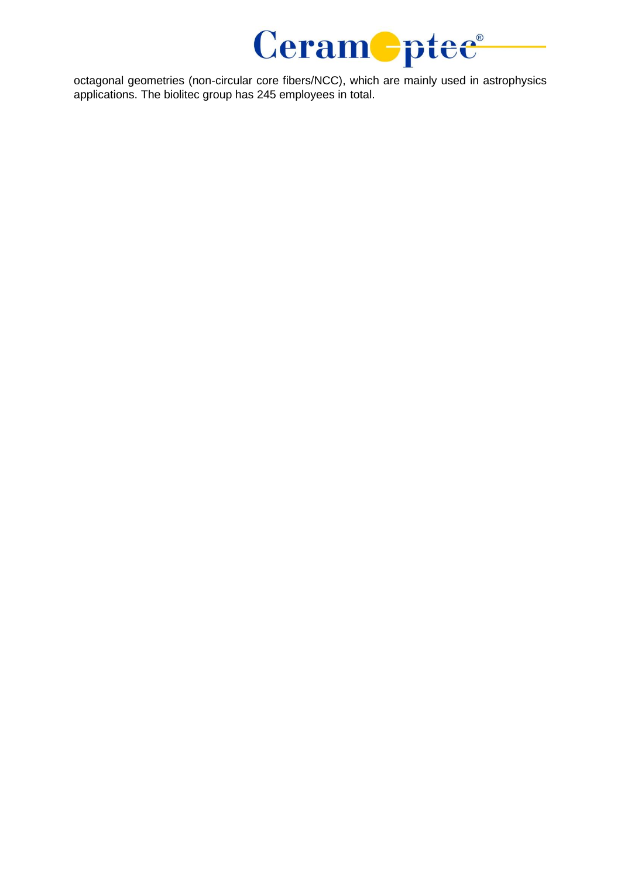octagonal geometries (non-circular core fibers/NCC), which are mainly used in astrophysics applications. The biolitec group has 245 employees in total.